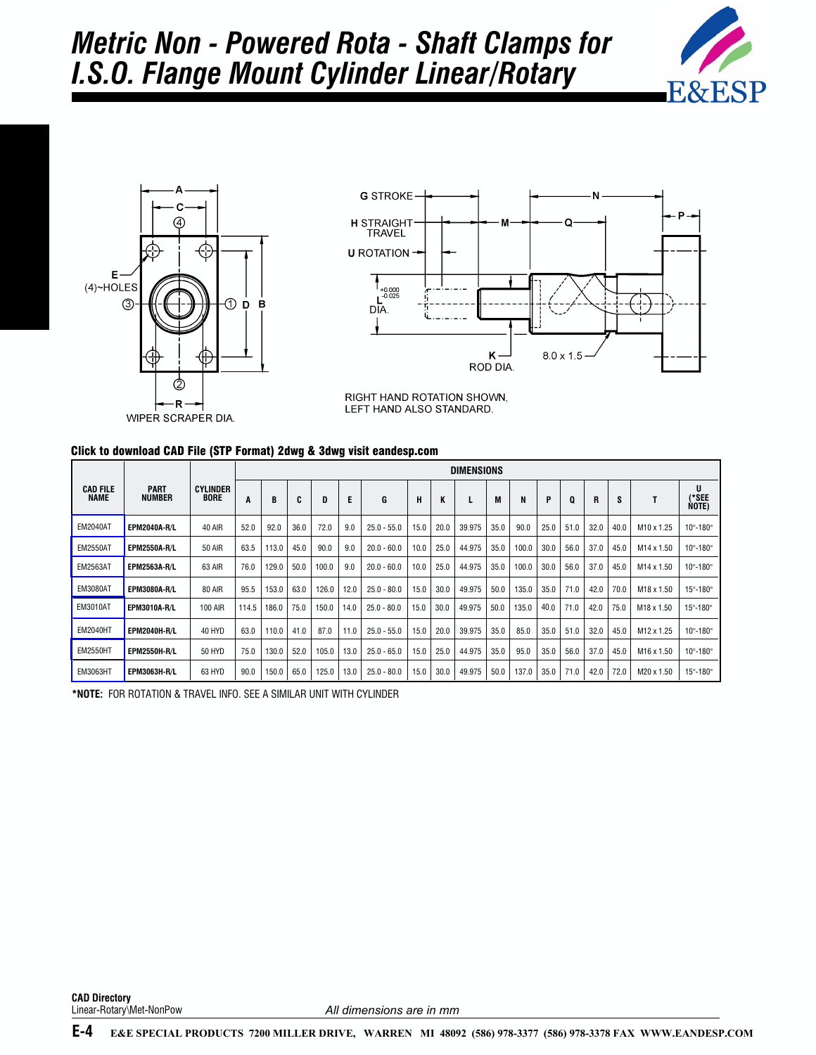# Metric Non - Powered Rota - Shaft Clamps for I.S.O. Flange Mount Cylinder Linear/Rotary

A, C, ④, E (4)~HOLES, ③, ①, D, B, ②, R, WIPER SCRAPER DIA.

G STROKE, N, H STRAIGHT TRAVEL, M, Q, P, U ROTATION, L DIA. $^{+0.000}_{-0.025}$, K ROD DIA., 8.0 x 1.5

RIGHT HAND ROTATION SHOWN, LEFT HAND ALSO STANDARD.

**Click to download CAD File (STP Format) 2dwg & 3dwg visit eandesp.com**

| CAD FILE NAME | PART NUMBER | CYLINDER BORE | DIMENSIONS | | | | | | | | | | | | | | | | | |
|---|---|---|---|---|---|---|---|---|---|---|---|---|---|---|---|---|---|---|---|---|
| | | | A | B | C | D | E | G | H | K | L | M | N | P | Q | R | S | T | U (*SEE NOTE) |
| EM2040AT | **EPM2040A-R/L** | 40 AIR | 52.0 | 92.0 | 36.0 | 72.0 | 9.0 | 25.0 - 55.0 | 15.0 | 20.0 | 39.975 | 35.0 | 90.0 | 25.0 | 51.0 | 32.0 | 40.0 | M10 x 1.25 | 10°-180° |
| EM2550AT | **EPM2550A-R/L** | 50 AIR | 63.5 | 113.0 | 45.0 | 90.0 | 9.0 | 20.0 - 60.0 | 10.0 | 25.0 | 44.975 | 35.0 | 100.0 | 30.0 | 56.0 | 37.0 | 45.0 | M14 x 1.50 | 10°-180° |
| EM2563AT | **EPM2563A-R/L** | 63 AIR | 76.0 | 129.0 | 50.0 | 100.0 | 9.0 | 20.0 - 60.0 | 10.0 | 25.0 | 44.975 | 35.0 | 100.0 | 30.0 | 56.0 | 37.0 | 45.0 | M14 x 1.50 | 10°-180° |
| EM3080AT | **EPM3080A-R/L** | 80 AIR | 95.5 | 153.0 | 63.0 | 126.0 | 12.0 | 25.0 - 80.0 | 15.0 | 30.0 | 49.975 | 50.0 | 135.0 | 35.0 | 71.0 | 42.0 | 70.0 | M18 x 1.50 | 15°-180° |
| EM3010AT | **EPM3010A-R/L** | 100 AIR | 114.5 | 186.0 | 75.0 | 150.0 | 14.0 | 25.0 - 80.0 | 15.0 | 30.0 | 49.975 | 50.0 | 135.0 | 40.0 | 71.0 | 42.0 | 75.0 | M18 x 1.50 | 15°-180° |
| EM2040HT | **EPM2040H-R/L** | 40 HYD | 63.0 | 110.0 | 41.0 | 87.0 | 11.0 | 25.0 - 55.0 | 15.0 | 20.0 | 39.975 | 35.0 | 85.0 | 35.0 | 51.0 | 32.0 | 45.0 | M12 x 1.25 | 10°-180° |
| EM2550HT | **EPM2550H-R/L** | 50 HYD | 75.0 | 130.0 | 52.0 | 105.0 | 13.0 | 25.0 - 65.0 | 15.0 | 25.0 | 44.975 | 35.0 | 95.0 | 35.0 | 56.0 | 37.0 | 45.0 | M16 x 1.50 | 10°-180° |
| EM3063HT | **EPM3063H-R/L** | 63 HYD | 90.0 | 150.0 | 65.0 | 125.0 | 13.0 | 25.0 - 80.0 | 15.0 | 30.0 | 49.975 | 50.0 | 137.0 | 35.0 | 71.0 | 42.0 | 72.0 | M20 x 1.50 | 15°-180° |

***NOTE:** FOR ROTATION & TRAVEL INFO. SEE A SIMILAR UNIT WITH CYLINDER

**CAD Directory**
Linear-Rotary\Met-NonPow

*All dimensions are in mm*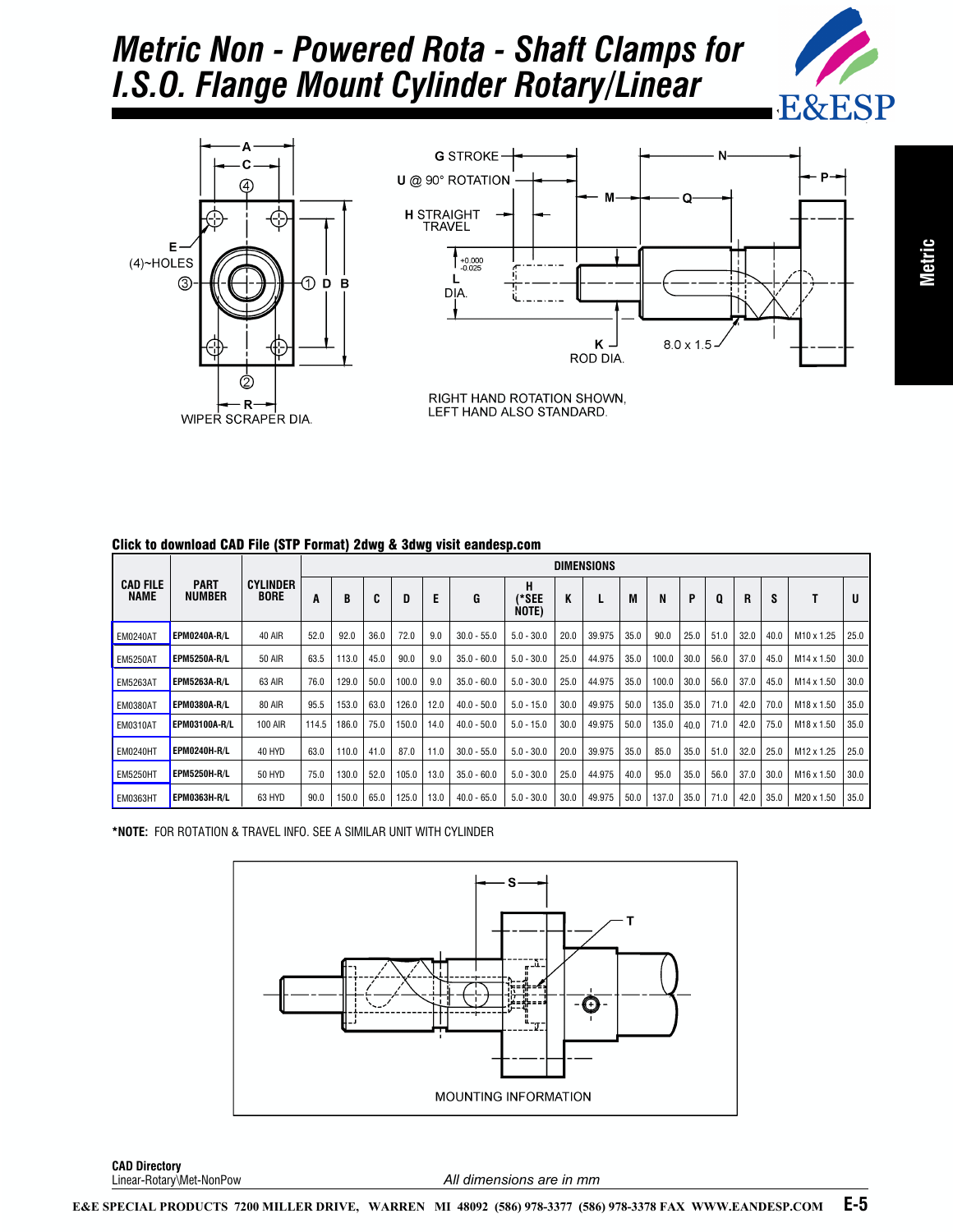# Metric Non - Powered Rota - Shaft Clamps for I.S.O. Flange Mount Cylinder Rotary/Linear

A
C
E
(4)~HOLES
D B
R
WIPER SCRAPER DIA.

G STROKE
U @ 90° ROTATION
H STRAIGHT TRAVEL
L DIA.
+0.000
-0.025
M
Q
N
P
K ROD DIA.
8.0 x 1.5

RIGHT HAND ROTATION SHOWN, LEFT HAND ALSO STANDARD.

**Click to download CAD File (STP Format) 2dwg & 3dwg visit eandesp.com**

| CAD FILE NAME | PART NUMBER | CYLINDER BORE | DIMENSIONS | | | | | | | | | | | | | | | | | |
|---|---|---|---|---|---|---|---|---|---|---|---|---|---|---|---|---|---|---|---|---|
| | | | A | B | C | D | E | G | H (*SEE NOTE) | K | L | M | N | P | Q | R | S | T | U |
| EM0240AT | EPM0240A-R/L | 40 AIR | 52.0 | 92.0 | 36.0 | 72.0 | 9.0 | 30.0 - 55.0 | 5.0 - 30.0 | 20.0 | 39.975 | 35.0 | 90.0 | 25.0 | 51.0 | 32.0 | 40.0 | M10 x 1.25 | 25.0 |
| EM5250AT | EPM5250A-R/L | 50 AIR | 63.5 | 113.0 | 45.0 | 90.0 | 9.0 | 35.0 - 60.0 | 5.0 - 30.0 | 25.0 | 44.975 | 35.0 | 100.0 | 30.0 | 56.0 | 37.0 | 45.0 | M14 x 1.50 | 30.0 |
| EM5263AT | EPM5263A-R/L | 63 AIR | 76.0 | 129.0 | 50.0 | 100.0 | 9.0 | 35.0 - 60.0 | 5.0 - 30.0 | 25.0 | 44.975 | 35.0 | 100.0 | 30.0 | 56.0 | 37.0 | 45.0 | M14 x 1.50 | 30.0 |
| EM0380AT | EPM0380A-R/L | 80 AIR | 95.5 | 153.0 | 63.0 | 126.0 | 12.0 | 40.0 - 50.0 | 5.0 - 15.0 | 30.0 | 49.975 | 50.0 | 135.0 | 35.0 | 71.0 | 42.0 | 70.0 | M18 x 1.50 | 35.0 |
| EM0310AT | EPM03100A-R/L | 100 AIR | 114.5 | 186.0 | 75.0 | 150.0 | 14.0 | 40.0 - 50.0 | 5.0 - 15.0 | 30.0 | 49.975 | 50.0 | 135.0 | 40.0 | 71.0 | 42.0 | 75.0 | M18 x 1.50 | 35.0 |
| EM0240HT | EPM0240H-R/L | 40 HYD | 63.0 | 110.0 | 41.0 | 87.0 | 11.0 | 30.0 - 55.0 | 5.0 - 30.0 | 20.0 | 39.975 | 35.0 | 85.0 | 35.0 | 51.0 | 32.0 | 25.0 | M12 x 1.25 | 25.0 |
| EM5250HT | EPM5250H-R/L | 50 HYD | 75.0 | 130.0 | 52.0 | 105.0 | 13.0 | 35.0 - 60.0 | 5.0 - 30.0 | 25.0 | 44.975 | 40.0 | 95.0 | 35.0 | 56.0 | 37.0 | 30.0 | M16 x 1.50 | 30.0 |
| EM0363HT | EPM0363H-R/L | 63 HYD | 90.0 | 150.0 | 65.0 | 125.0 | 13.0 | 40.0 - 65.0 | 5.0 - 30.0 | 30.0 | 49.975 | 50.0 | 137.0 | 35.0 | 71.0 | 42.0 | 35.0 | M20 x 1.50 | 35.0 |

***NOTE:** FOR ROTATION & TRAVEL INFO. SEE A SIMILAR UNIT WITH CYLINDER

S
T
MOUNTING INFORMATION

**CAD Directory**
Linear-Rotary\Met-NonPow

*All dimensions are in mm*